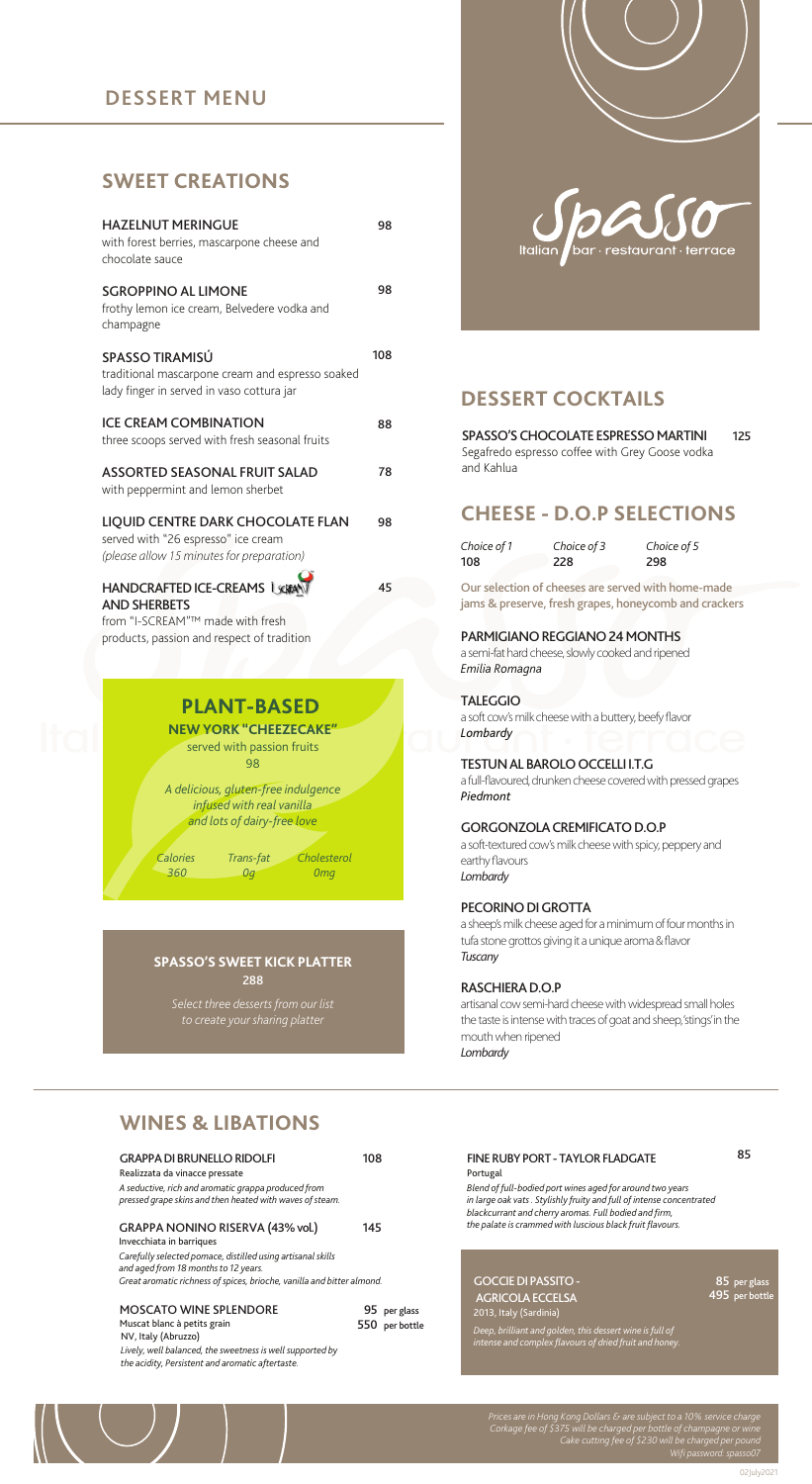# DESSERT MENU

## SWEET CREATIONS

**HAZELNUT MERINGUE** — 98
with forest berries, mascarpone cheese and chocolate sauce

**SGROPPINO AL LIMONE** — 98
frothy lemon ice cream, Belvedere vodka and champagne

**SPASSO TIRAMISÚ** — 108
traditional mascarpone cream and espresso soaked lady finger in served in vaso cottura jar

**ICE CREAM COMBINATION** — 88
three scoops served with fresh seasonal fruits

**ASSORTED SEASONAL FRUIT SALAD** — 78
with peppermint and lemon sherbet

**LIQUID CENTRE DARK CHOCOLATE FLAN** — 98
served with "26 espresso" ice cream
*(please allow 15 minutes for preparation)*

**HANDCRAFTED ICE-CREAMS AND SHERBETS** — 45
from "I-SCREAM"™ made with fresh products, passion and respect of tradition

## PLANT-BASED

**NEW YORK "CHEEZECAKE"**
served with passion fruits
98

*A delicious, gluten-free indulgence infused with real vanilla and lots of dairy-free love*

| *Calories* | *Trans-fat* | *Cholesterol* |
|---|---|---|
| *360* | *0g* | *0mg* |

## SPASSO'S SWEET KICK PLATTER

288

*Select three desserts from our list to create your sharing platter*

Spasso
Italian bar · restaurant · terrace

## DESSERT COCKTAILS

**SPASSO'S CHOCOLATE ESPRESSO MARTINI** — 125
Segafredo espresso coffee with Grey Goose vodka and Kahlua

## CHEESE - D.O.P SELECTIONS

| *Choice of 1* | *Choice of 3* | *Choice of 5* |
|---|---|---|
| 108 | 228 | 298 |

Our selection of cheeses are served with home-made jams & preserve, fresh grapes, honeycomb and crackers

**PARMIGIANO REGGIANO 24 MONTHS**
a semi-fat hard cheese, slowly cooked and ripened
*Emilia Romagna*

**TALEGGIO**
a soft cow's milk cheese with a buttery, beefy flavor
*Lombardy*

**TESTUN AL BAROLO OCCELLI I.T.G**
a full-flavoured, drunken cheese covered with pressed grapes
*Piedmont*

**GORGONZOLA CREMIFICATO D.O.P**
a soft-textured cow's milk cheese with spicy, peppery and earthy flavours
*Lombardy*

**PECORINO DI GROTTA**
a sheep's milk cheese aged for a minimum of four months in tufa stone grottos giving it a unique aroma & flavor
*Tuscany*

**RASCHIERA D.O.P**
artisanal cow semi-hard cheese with widespread small holes the taste is intense with traces of goat and sheep,'stings' in the mouth when ripened
*Lombardy*

## WINES & LIBATIONS

**GRAPPA DI BRUNELLO RIDOLFI** — 108
Realizzata da vinacce pressate
*A seductive, rich and aromatic grappa produced from pressed grape skins and then heated with waves of steam.*

**GRAPPA NONINO RISERVA (43% vol.)** — 145
Invecchiata in barriques
*Carefully selected pomace, distilled using artisanal skills and aged from 18 months to 12 years. Great aromatic richness of spices, brioche, vanilla and bitter almond.*

**MOSCATO WINE SPLENDORE** — 95 per glass / 550 per bottle
Muscat blanc à petits grain
NV, Italy (Abruzzo)
*Lively, well balanced, the sweetness is well supported by the acidity, Persistent and aromatic aftertaste.*

**FINE RUBY PORT - TAYLOR FLADGATE** — 85
Portugal
*Blend of full-bodied port wines aged for around two years in large oak vats . Stylishly fruity and full of intense concentrated blackcurrant and cherry aromas. Full bodied and firm, the palate is crammed with luscious black fruit flavours.*

**GOCCIE DI PASSITO - AGRICOLA ECCELSA** — 85 per glass / 495 per bottle
2013, Italy (Sardinia)
*Deep, brilliant and golden, this dessert wine is full of intense and complex flavours of dried fruit and honey.*

*Prices are in Hong Kong Dollars & are subject to a 10% service charge*
*Corkage fee of $375 will be charged per bottle of champagne or wine*
*Cake cutting fee of $230 will be charged per pound*
*Wifi password: spasso07*

02July2021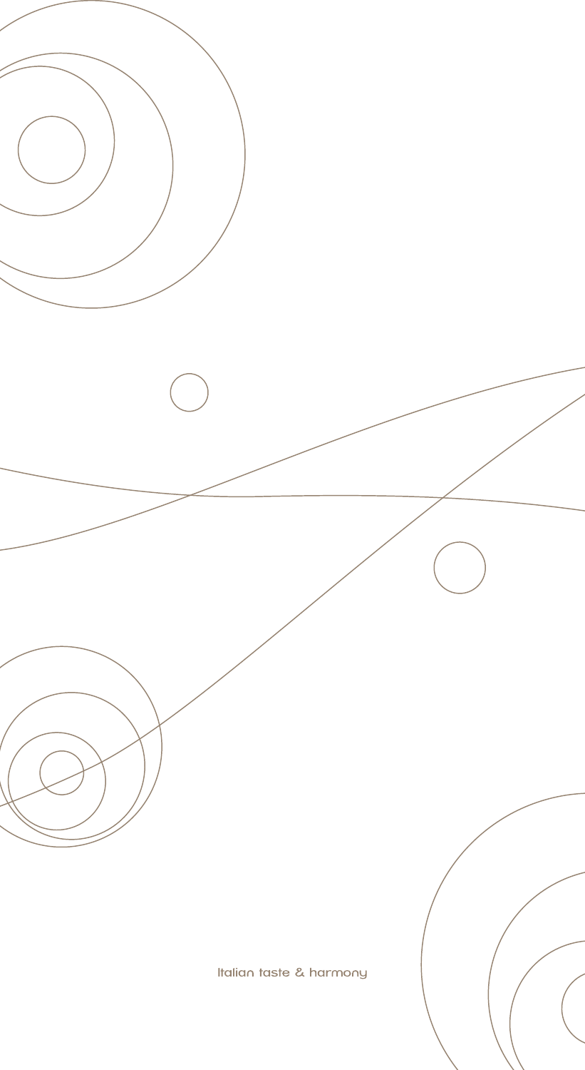Italian taste & harmony